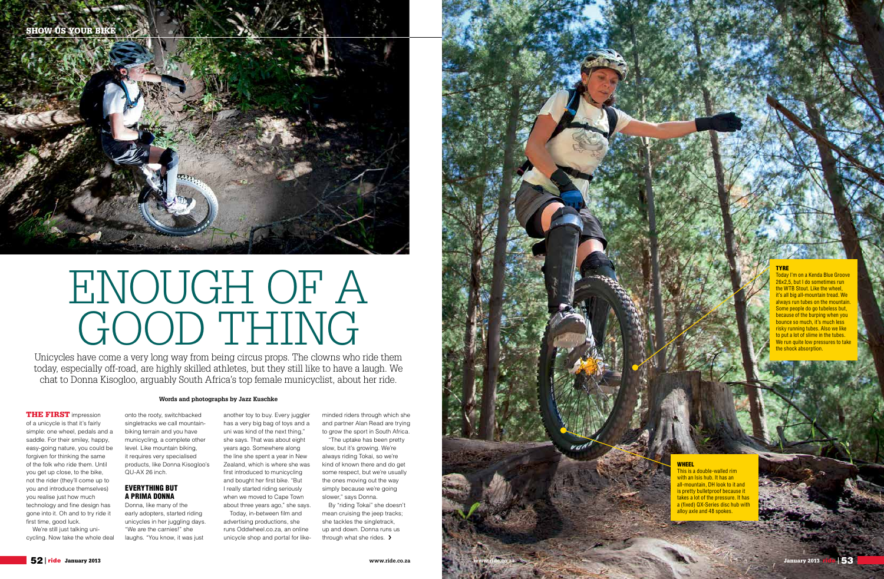# ENOUGH OF A GOOD THING

Unicycles have come a very long way from being circus props. The clowns who ride them today, especially off-road, are highly skilled athletes, but they still like to have a laugh. We chat to Donna Kisogloo, arguably South Africa's top female municycli­st, about her ride.

**Words and photographs by Jazz Kuschke**

**THE FIRST** impression of a unicycle is that it's fairly simple: one wheel, pedals and a saddle. For their smiley, happy, easy-going nature, you could be forgiven for thinking the same of the folk who ride them. Until you get up close, to the bike, not the rider (they'll come up to you and introduce themselves) you realise just how much technology and fine design has gone into it. Oh and to try ride it first time, good luck.

We're still just talking uni­cycling. Now take the whole deal onto the rooty, switchbacked singletracks we call mountain-biking terrain and you have municycling, a complete other level. Like mountain biking, it requires very specialised products, like Donna Kisogloo's QU-AX 26 inch.

## EVERYTHING BUT A PRIMA DONNA

Donna, like many of the early adopters, started riding unicycles in her juggling days. "We are the carnies!" she laughs. "You know, it was just another toy to buy. Every juggler has a very big bag of toys and a uni was kind of the next thing," she says. That was about eight years ago. Somewhere along the line she spent a year in New Zealand, which is where she was first introduced to municycling and bought her first bike. "But I really started riding seriously when we moved to Cape Town about three years ago," she says.

Today, in-between film and advertising productions, she runs Oddwheel.co.za, an online unicycle shop and portal for like-minded riders through which she and partner Alan Read are trying to grow the sport in South Africa.

"The uptake has been pretty slow, but it's growing. We're always riding Tokai, so we're kind of known there and do get some respect, but we're usually the ones moving out the way simply because we're going slower," says Donna.

By "riding Tokai" she doesn't mean cruising the jeep tracks; she tackles the singletrack, up and down. Donna runs us through what she rides. ›

**TYRE**
Today I'm on a Kenda Blue Groove 26x2,5, but I do sometimes run the WTB Stout. Like the wheel, it's all big all-mountain tread. We always run tubes on the mountain. Some people do go tubeless but, because of the burping when you bounce so much, it's much less risky running tubes. Also we like to put a lot of slime in the tubes. We run quite low pressures to take the shock absorption.

**WHEEL**
This is a double-walled rim with an Isis hub. It has an all-mountain, DH look to it and is pretty bulletproof because it takes a lot of the pressure. It has a (fixed) QX-Series disc hub with alloy axle and 48 spokes.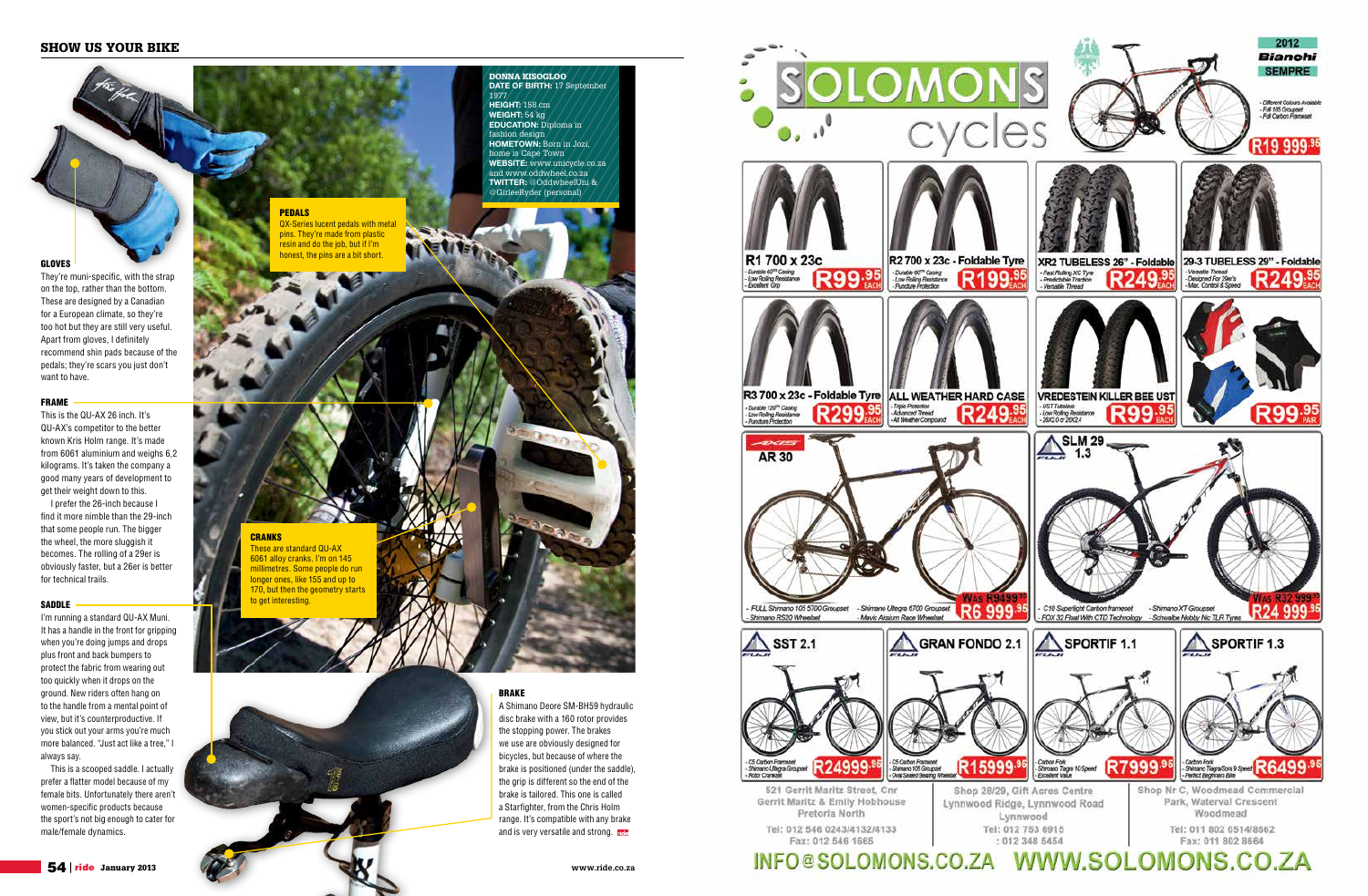## SHOW US YOUR BIKE

**DONNA KISOGLOO**
**DATE OF BIRTH:** 17 September 1977
**HEIGHT:** 158 cm
**WEIGHT:** 54 kg
**EDUCATION:** Diploma in fashion design
**HOMETOWN:** Born in Jozi, home is Cape Town
**WEBSITE:** www.unicycle.co.za and www.oddwheel.co.za
**TWITTER:** @OddwheelUni & @GirleeRyder (personal)

### GLOVES

They're muni-specific, with the strap on the top, rather than the bottom. These are designed by a Canadian for a European climate, so they're too hot but they are still very useful. Apart from gloves, I definitely recommend shin pads because of the pedals; they're scars you just don't want to have.

### FRAME

This is the QU-AX 26 inch. It's QU-AX's competitor to the better known Kris Holm range. It's made from 6061 aluminium and weighs 6,2 kilograms. It's taken the company a good many years of development to get their weight down to this.

I prefer the 26-inch because I find it more nimble than the 29-inch that some people run. The bigger the wheel, the more sluggish it becomes. The rolling of a 29er is obviously faster, but a 26er is better for technical trails.

### SADDLE

I'm running a standard QU-AX Muni. It has a handle in the front for gripping when you're doing jumps and drops plus front and back bumpers to protect the fabric from wearing out too quickly when it drops on the ground. New riders often hang on to the handle from a mental point of view, but it's counterproductive. If you stick out your arms you're much more balanced. "Just act like a tree," I always say.

This is a scooped saddle. I actually prefer a flatter model because of my female bits. Unfortunately there aren't women-specific products because the sport's not big enough to cater for male/female dynamics.

### PEDALS

QX-Series lucent pedals with metal pins. They're made from plastic resin and do the job, but if I'm honest, the pins are a bit short.

### CRANKS

These are standard QU-AX 6061 alloy cranks. I'm on 145 millimetres. Some people do run longer ones, like 155 and up to 170, but then the geometry starts to get interesting.

### BRAKE

A Shimano Deore SM-BH59 hydraulic disc brake with a 160 rotor provides the stopping power. The brakes we use are obviously designed for bicycles, but because of where the brake is positioned (under the saddle), the grip is different so the end of the brake is tailored. This one is called a Starfighter, from the Chris Holm range. It's compatible with any brake and is very versatile and strong.

# SOLOMONS cycles

**2012 Bianchi SEMPRE**
- Different Colours Available
- Full 105 Groupset
- Full Carbon Frameset

R19 999.95

**R1 700 x 23c**
- Durable 60TPI Casing
- Low Rolling Resistance
- Excellent Grip

R99.95 EACH

**R2 700 x 23c - Foldable Tyre**
- Durable 60TPI Casing
- Low Rolling Resistance
- Puncture Protection

R199.95 EACH

**XR2 TUBELESS 26" - Foldable**
- Fast Rolling XC Tyre
- Predictable Traction
- Versatile Thread

R249.95 EACH

**29-3 TUBELESS 29" - Foldable**
- Versatile Thread
- Designed For 29er's
- Max. Control & Speed

R249.95 EACH

**R3 700 x 23c - Foldable Tyre**
- Durable 120TPI Casing
- Low Rolling Resistance
- Puncture Protection

R299.95 EACH

**ALL WEATHER HARD CASE**
- Triple Protection
- Advanced Thread
- All Weather Compound

R249.95 EACH

**VREDESTEIN KILLER BEE UST**
- UST Tubeless
- Low Rolling Resistance
- 26X2.0 or 26X2.1

R99.95 EACH

R99.95 PAIR

**AXIS AR 30**
- FULL Shimano 105 5700 Groupset
- Shimano RS20 Wheelset
- Shimano Ultegra 6700 Groupset
- Mavic Aksium Race Wheelset

WAS R9499.95 R6 999.95

**FUJI SLM 29 1.3**
- C10 Superlight Carbon frameset
- FOX 32 Float With CTD Technology
- Shimano XT Groupset
- Schwalbe Nobby Nic TLR Tyres

WAS R32 999.95 R24 999.95

**FUJI SST 2.1**
- C5 Carbon Frameset
- Shimano Ultegra Groupset
- Rotor Cranksets

R24999.95

**FUJI GRAN FONDO 2.1**
- C5 Carbon Frameset
- Shimano 105 Groupset
- Oval Sealed Bearing Wheelset

R15999.95

**FUJI SPORTIF 1.1**
- Carbon Fork
- Shimano Tiagra 10 Speed
- Excellent Value

R7999.95

**FUJI SPORTIF 1.3**
- Carbon Fork
- Shimano Tiagra/Sora 9 Speed
- Perfect Beginners Bike

R6499.95

521 Gerrit Maritz Street, Cnr Gerrit Maritz & Emily Hobhouse Pretoria North
Tel: 012 546 0243/4132/4133
Fax: 012 546 1665

Shop 28/29, Gift Acres Centre Lynnwood Ridge, Lynnwood Road Lynnwood
Tel: 012 753 6915
: 012 348 5454

Shop Nr C, Woodmead Commercial Park, Waterval Crescent Woodmead
Tel: 011 802 0514/8562
Fax: 011 802 8664

INFO@SOLOMONS.CO.ZA WWW.SOLOMONS.CO.ZA